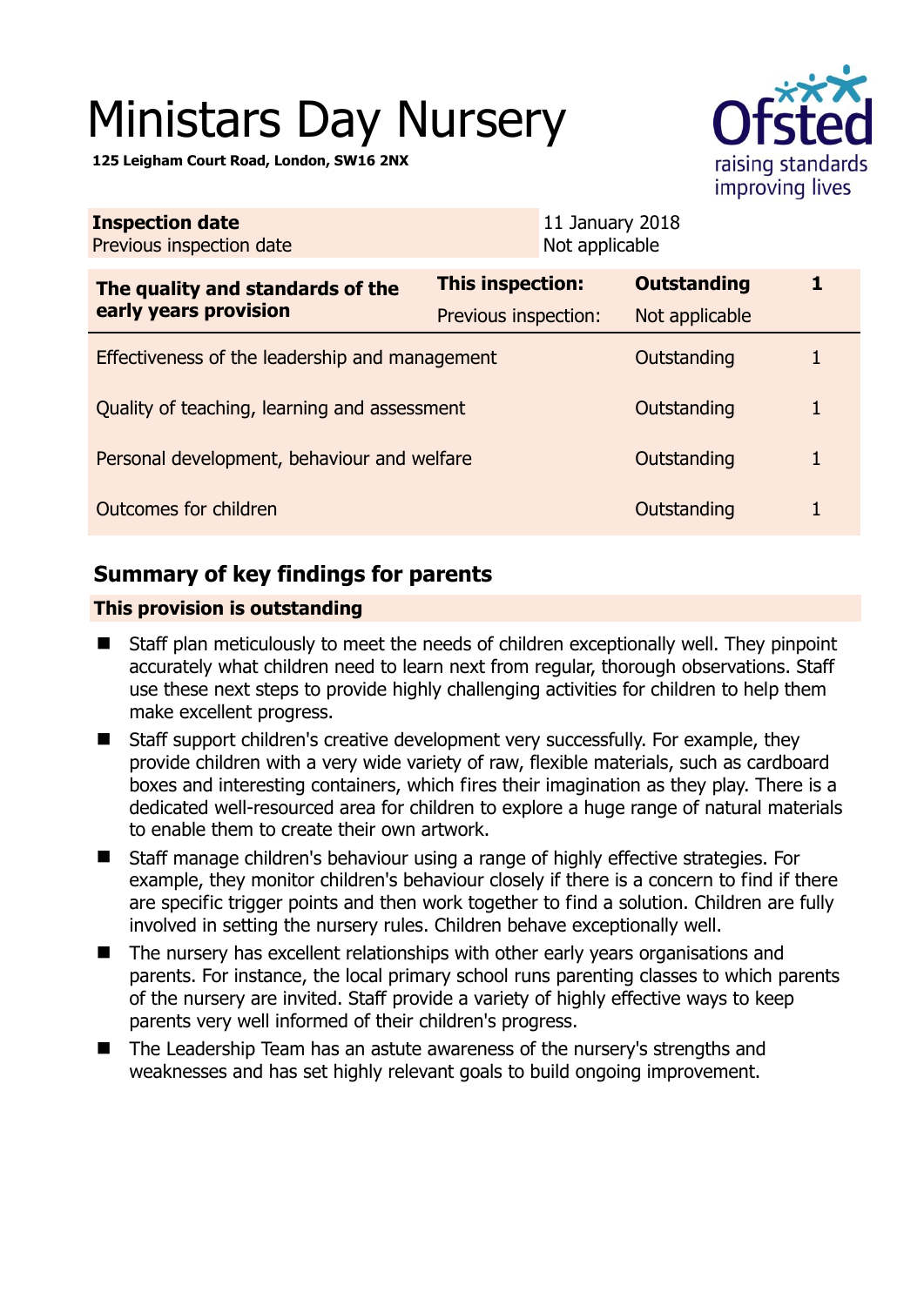# Ministars Day Nursery

**125 Leigham Court Road, London, SW16 2NX**

| **Inspection date** | 11 January 2018 |
|---|---|
| Previous inspection date | Not applicable |

| **The quality and standards of the early years provision** | **This inspection:** | **Outstanding** | **1** |
|---|---|---|---|
| | Previous inspection: | Not applicable | |
| Effectiveness of the leadership and management | | Outstanding | 1 |
| Quality of teaching, learning and assessment | | Outstanding | 1 |
| Personal development, behaviour and welfare | | Outstanding | 1 |
| Outcomes for children | | Outstanding | 1 |

## Summary of key findings for parents

**This provision is outstanding**

- Staff plan meticulously to meet the needs of children exceptionally well. They pinpoint accurately what children need to learn next from regular, thorough observations. Staff use these next steps to provide highly challenging activities for children to help them make excellent progress.
- Staff support children's creative development very successfully. For example, they provide children with a very wide variety of raw, flexible materials, such as cardboard boxes and interesting containers, which fires their imagination as they play. There is a dedicated well-resourced area for children to explore a huge range of natural materials to enable them to create their own artwork.
- Staff manage children's behaviour using a range of highly effective strategies. For example, they monitor children's behaviour closely if there is a concern to find if there are specific trigger points and then work together to find a solution. Children are fully involved in setting the nursery rules. Children behave exceptionally well.
- The nursery has excellent relationships with other early years organisations and parents. For instance, the local primary school runs parenting classes to which parents of the nursery are invited. Staff provide a variety of highly effective ways to keep parents very well informed of their children's progress.
- The Leadership Team has an astute awareness of the nursery's strengths and weaknesses and has set highly relevant goals to build ongoing improvement.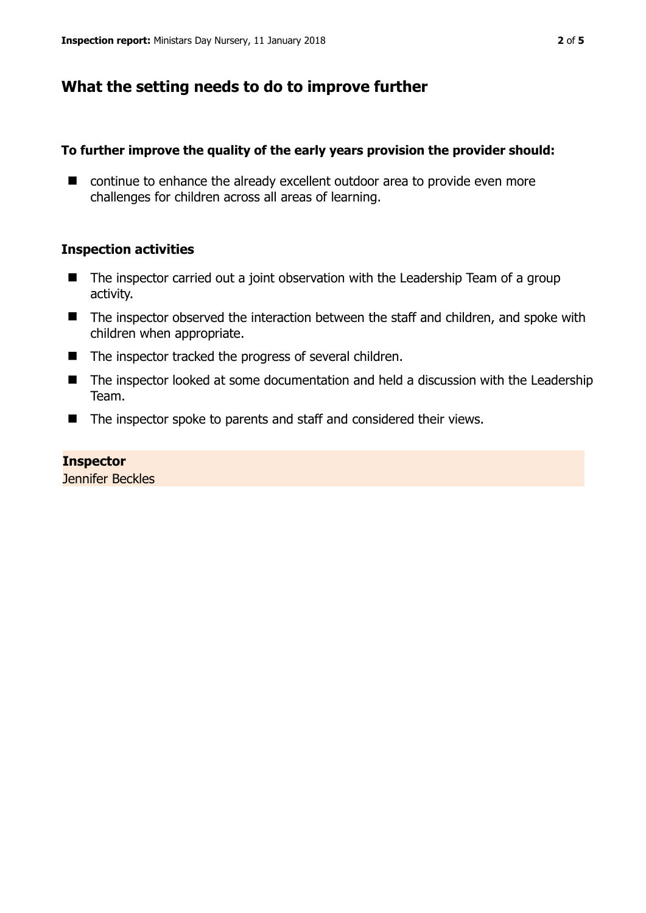## What the setting needs to do to improve further

### To further improve the quality of the early years provision the provider should:

- continue to enhance the already excellent outdoor area to provide even more challenges for children across all areas of learning.

### Inspection activities

- The inspector carried out a joint observation with the Leadership Team of a group activity.
- The inspector observed the interaction between the staff and children, and spoke with children when appropriate.
- The inspector tracked the progress of several children.
- The inspector looked at some documentation and held a discussion with the Leadership Team.
- The inspector spoke to parents and staff and considered their views.

**Inspector**
Jennifer Beckles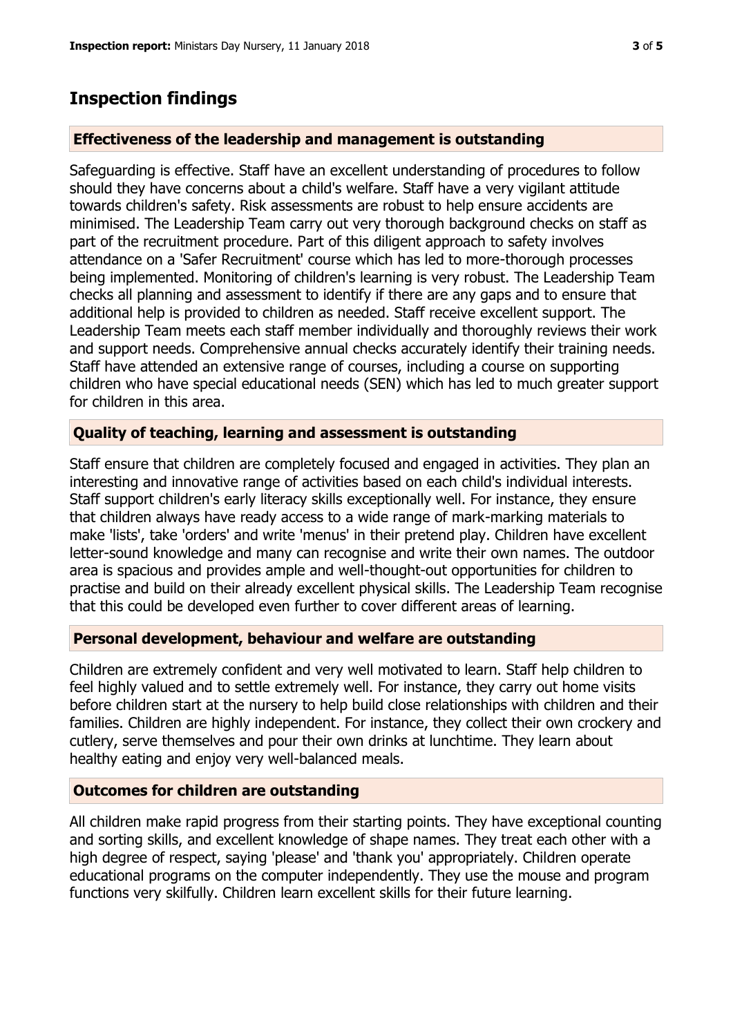## Inspection findings

### Effectiveness of the leadership and management is outstanding

Safeguarding is effective. Staff have an excellent understanding of procedures to follow should they have concerns about a child's welfare. Staff have a very vigilant attitude towards children's safety. Risk assessments are robust to help ensure accidents are minimised. The Leadership Team carry out very thorough background checks on staff as part of the recruitment procedure. Part of this diligent approach to safety involves attendance on a 'Safer Recruitment' course which has led to more-thorough processes being implemented. Monitoring of children's learning is very robust. The Leadership Team checks all planning and assessment to identify if there are any gaps and to ensure that additional help is provided to children as needed. Staff receive excellent support. The Leadership Team meets each staff member individually and thoroughly reviews their work and support needs. Comprehensive annual checks accurately identify their training needs. Staff have attended an extensive range of courses, including a course on supporting children who have special educational needs (SEN) which has led to much greater support for children in this area.

### Quality of teaching, learning and assessment is outstanding

Staff ensure that children are completely focused and engaged in activities. They plan an interesting and innovative range of activities based on each child's individual interests. Staff support children's early literacy skills exceptionally well. For instance, they ensure that children always have ready access to a wide range of mark-marking materials to make 'lists', take 'orders' and write 'menus' in their pretend play. Children have excellent letter-sound knowledge and many can recognise and write their own names. The outdoor area is spacious and provides ample and well-thought-out opportunities for children to practise and build on their already excellent physical skills. The Leadership Team recognise that this could be developed even further to cover different areas of learning.

### Personal development, behaviour and welfare are outstanding

Children are extremely confident and very well motivated to learn. Staff help children to feel highly valued and to settle extremely well. For instance, they carry out home visits before children start at the nursery to help build close relationships with children and their families. Children are highly independent. For instance, they collect their own crockery and cutlery, serve themselves and pour their own drinks at lunchtime. They learn about healthy eating and enjoy very well-balanced meals.

### Outcomes for children are outstanding

All children make rapid progress from their starting points. They have exceptional counting and sorting skills, and excellent knowledge of shape names. They treat each other with a high degree of respect, saying 'please' and 'thank you' appropriately. Children operate educational programs on the computer independently. They use the mouse and program functions very skilfully. Children learn excellent skills for their future learning.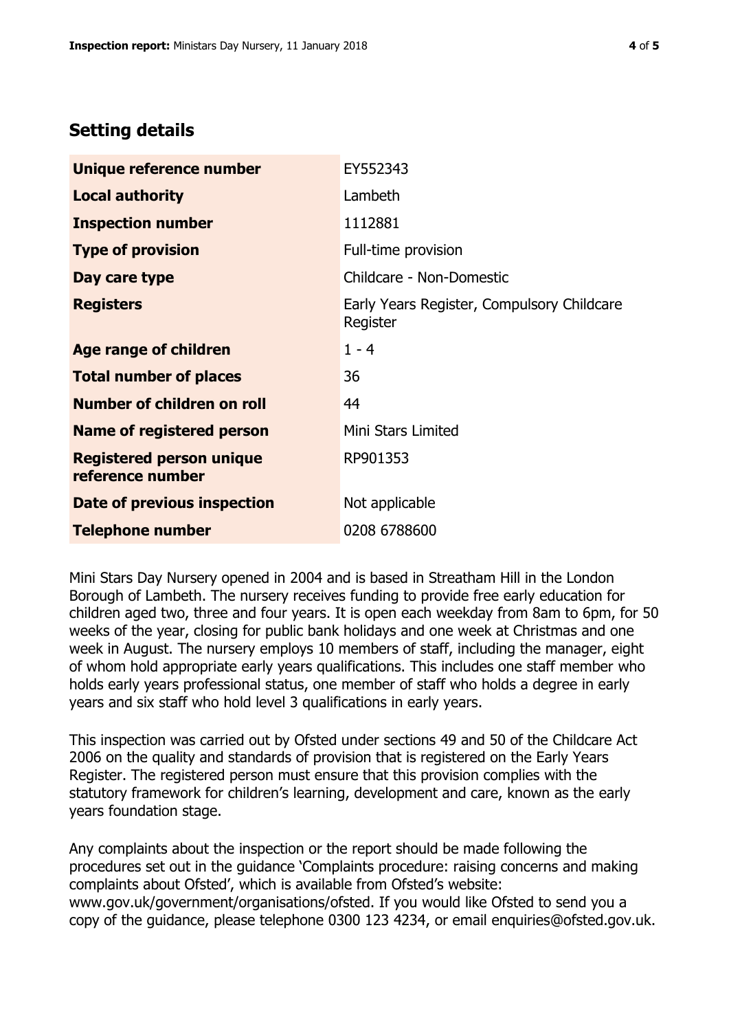## Setting details

| | |
|---|---|
| **Unique reference number** | EY552343 |
| **Local authority** | Lambeth |
| **Inspection number** | 1112881 |
| **Type of provision** | Full-time provision |
| **Day care type** | Childcare - Non-Domestic |
| **Registers** | Early Years Register, Compulsory Childcare Register |
| **Age range of children** | 1 - 4 |
| **Total number of places** | 36 |
| **Number of children on roll** | 44 |
| **Name of registered person** | Mini Stars Limited |
| **Registered person unique reference number** | RP901353 |
| **Date of previous inspection** | Not applicable |
| **Telephone number** | 0208 6788600 |

Mini Stars Day Nursery opened in 2004 and is based in Streatham Hill in the London Borough of Lambeth. The nursery receives funding to provide free early education for children aged two, three and four years. It is open each weekday from 8am to 6pm, for 50 weeks of the year, closing for public bank holidays and one week at Christmas and one week in August. The nursery employs 10 members of staff, including the manager, eight of whom hold appropriate early years qualifications. This includes one staff member who holds early years professional status, one member of staff who holds a degree in early years and six staff who hold level 3 qualifications in early years.

This inspection was carried out by Ofsted under sections 49 and 50 of the Childcare Act 2006 on the quality and standards of provision that is registered on the Early Years Register. The registered person must ensure that this provision complies with the statutory framework for children's learning, development and care, known as the early years foundation stage.

Any complaints about the inspection or the report should be made following the procedures set out in the guidance 'Complaints procedure: raising concerns and making complaints about Ofsted', which is available from Ofsted's website: www.gov.uk/government/organisations/ofsted. If you would like Ofsted to send you a copy of the guidance, please telephone 0300 123 4234, or email enquiries@ofsted.gov.uk.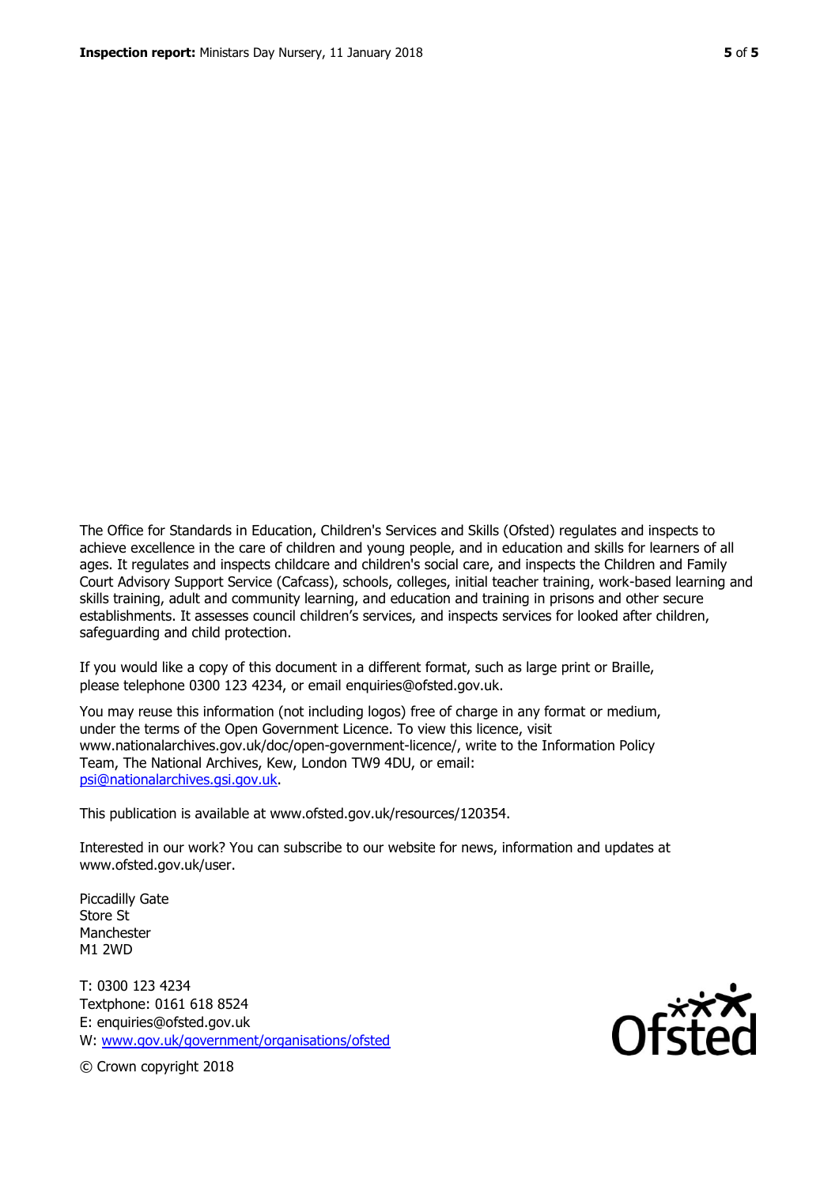The Office for Standards in Education, Children's Services and Skills (Ofsted) regulates and inspects to achieve excellence in the care of children and young people, and in education and skills for learners of all ages. It regulates and inspects childcare and children's social care, and inspects the Children and Family Court Advisory Support Service (Cafcass), schools, colleges, initial teacher training, work-based learning and skills training, adult and community learning, and education and training in prisons and other secure establishments. It assesses council children's services, and inspects services for looked after children, safeguarding and child protection.

If you would like a copy of this document in a different format, such as large print or Braille, please telephone 0300 123 4234, or email enquiries@ofsted.gov.uk.

You may reuse this information (not including logos) free of charge in any format or medium, under the terms of the Open Government Licence. To view this licence, visit www.nationalarchives.gov.uk/doc/open-government-licence/, write to the Information Policy Team, The National Archives, Kew, London TW9 4DU, or email: psi@nationalarchives.gsi.gov.uk.

This publication is available at www.ofsted.gov.uk/resources/120354.

Interested in our work? You can subscribe to our website for news, information and updates at www.ofsted.gov.uk/user.

Piccadilly Gate
Store St
Manchester
M1 2WD

T: 0300 123 4234
Textphone: 0161 618 8524
E: enquiries@ofsted.gov.uk
W: www.gov.uk/government/organisations/ofsted

© Crown copyright 2018